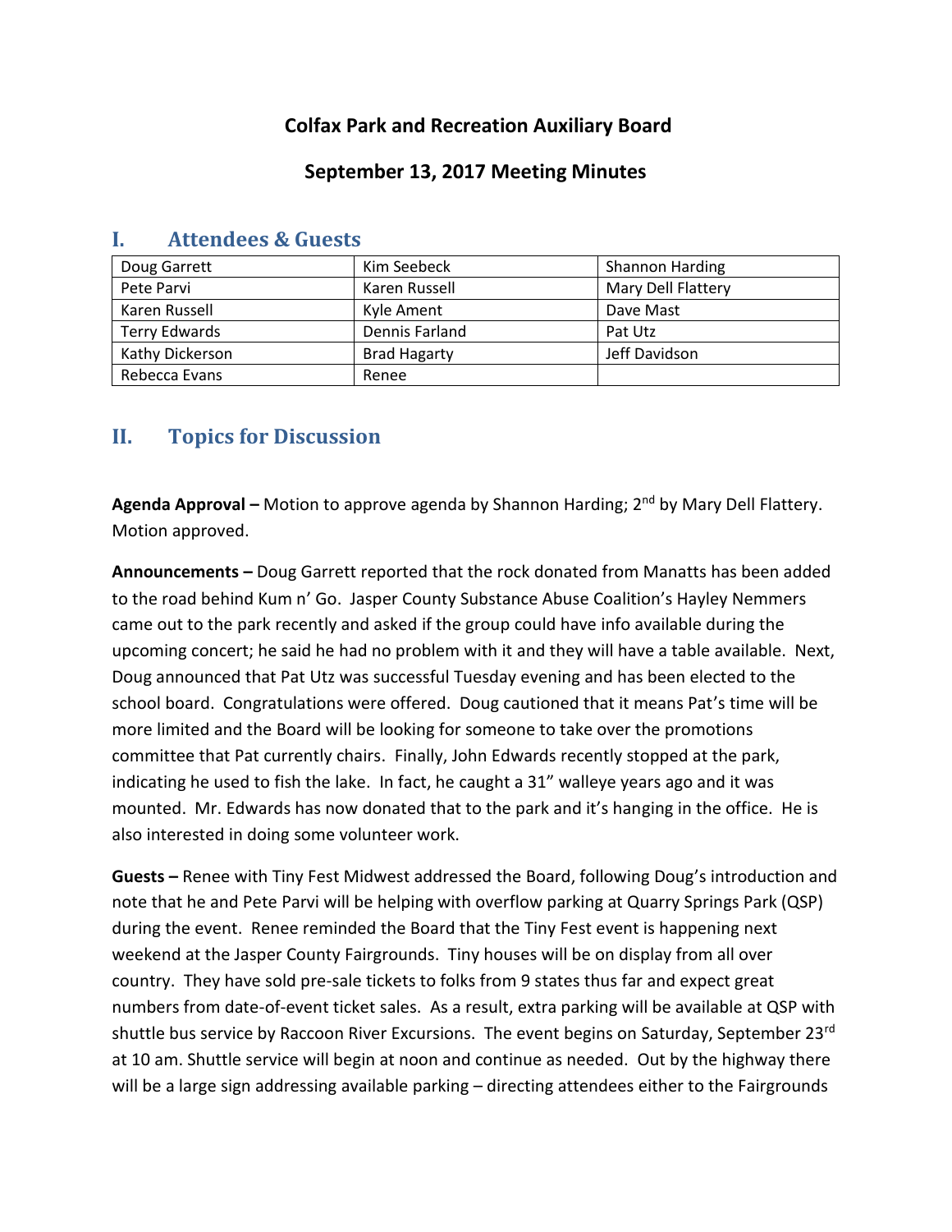# Colfax Park and Recreation Auxiliary Board

## September 13, 2017 Meeting Minutes

## I. Attendees & Guests

| | | |
|---|---|---|
| Doug Garrett | Kim Seebeck | Shannon Harding |
| Pete Parvi | Karen Russell | Mary Dell Flattery |
| Karen Russell | Kyle Ament | Dave Mast |
| Terry Edwards | Dennis Farland | Pat Utz |
| Kathy Dickerson | Brad Hagarty | Jeff Davidson |
| Rebecca Evans | Renee | |

## II. Topics for Discussion

**Agenda Approval –** Motion to approve agenda by Shannon Harding; 2nd by Mary Dell Flattery. Motion approved.

**Announcements –** Doug Garrett reported that the rock donated from Manatts has been added to the road behind Kum n' Go. Jasper County Substance Abuse Coalition's Hayley Nemmers came out to the park recently and asked if the group could have info available during the upcoming concert; he said he had no problem with it and they will have a table available. Next, Doug announced that Pat Utz was successful Tuesday evening and has been elected to the school board. Congratulations were offered. Doug cautioned that it means Pat's time will be more limited and the Board will be looking for someone to take over the promotions committee that Pat currently chairs. Finally, John Edwards recently stopped at the park, indicating he used to fish the lake. In fact, he caught a 31" walleye years ago and it was mounted. Mr. Edwards has now donated that to the park and it's hanging in the office. He is also interested in doing some volunteer work.

**Guests –** Renee with Tiny Fest Midwest addressed the Board, following Doug's introduction and note that he and Pete Parvi will be helping with overflow parking at Quarry Springs Park (QSP) during the event. Renee reminded the Board that the Tiny Fest event is happening next weekend at the Jasper County Fairgrounds. Tiny houses will be on display from all over country. They have sold pre-sale tickets to folks from 9 states thus far and expect great numbers from date-of-event ticket sales. As a result, extra parking will be available at QSP with shuttle bus service by Raccoon River Excursions. The event begins on Saturday, September 23rd at 10 am. Shuttle service will begin at noon and continue as needed. Out by the highway there will be a large sign addressing available parking – directing attendees either to the Fairgrounds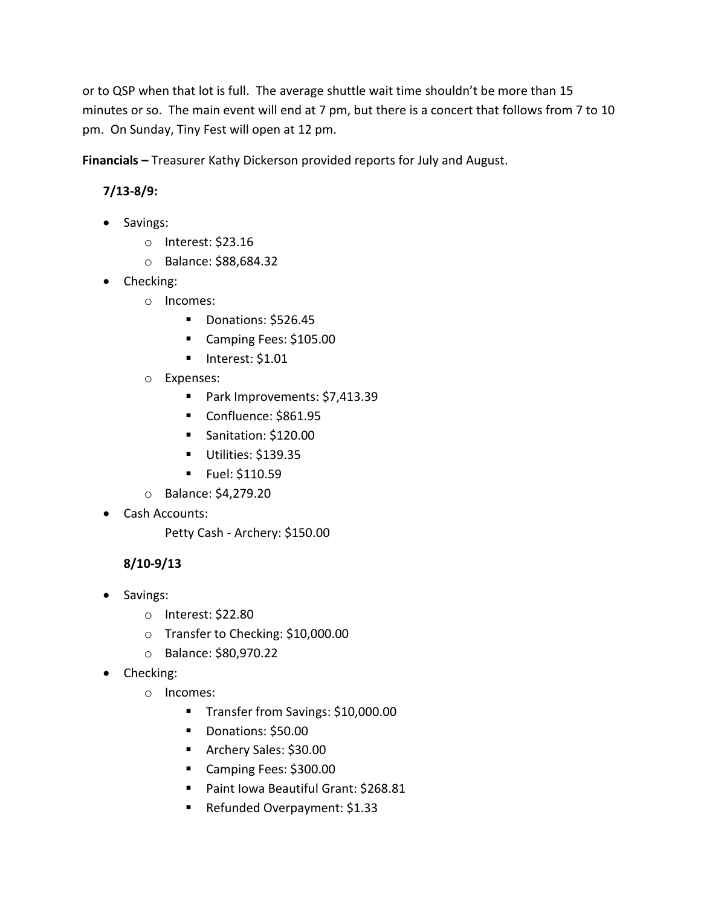or to QSP when that lot is full. The average shuttle wait time shouldn't be more than 15 minutes or so. The main event will end at 7 pm, but there is a concert that follows from 7 to 10 pm. On Sunday, Tiny Fest will open at 12 pm.

**Financials –** Treasurer Kathy Dickerson provided reports for July and August.

**7/13-8/9:**

- Savings:
  - Interest: $23.16
  - Balance: $88,684.32
- Checking:
  - Incomes:
    - Donations: $526.45
    - Camping Fees: $105.00
    - Interest: $1.01
  - Expenses:
    - Park Improvements: $7,413.39
    - Confluence: $861.95
    - Sanitation: $120.00
    - Utilities: $139.35
    - Fuel: $110.59
  - Balance: $4,279.20
- Cash Accounts:

  Petty Cash - Archery: $150.00

**8/10-9/13**

- Savings:
  - Interest: $22.80
  - Transfer to Checking: $10,000.00
  - Balance: $80,970.22
- Checking:
  - Incomes:
    - Transfer from Savings: $10,000.00
    - Donations: $50.00
    - Archery Sales: $30.00
    - Camping Fees: $300.00
    - Paint Iowa Beautiful Grant: $268.81
    - Refunded Overpayment: $1.33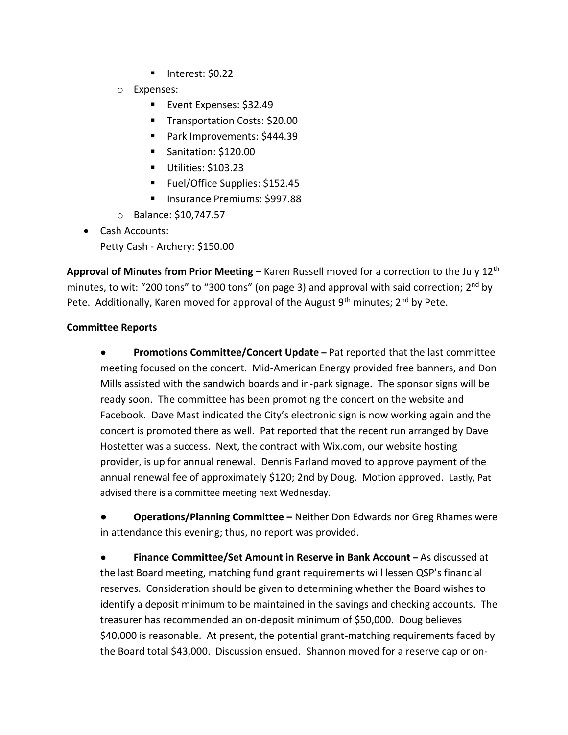- Interest: $0.22
- Expenses:
  - Event Expenses: $32.49
  - Transportation Costs: $20.00
  - Park Improvements: $444.39
  - Sanitation: $120.00
  - Utilities: $103.23
  - Fuel/Office Supplies: $152.45
  - Insurance Premiums: $997.88
- Balance: $10,747.57

- Cash Accounts:
  Petty Cash - Archery: $150.00

**Approval of Minutes from Prior Meeting –** Karen Russell moved for a correction to the July 12th minutes, to wit: "200 tons" to "300 tons" (on page 3) and approval with said correction; 2nd by Pete. Additionally, Karen moved for approval of the August 9th minutes; 2nd by Pete.

**Committee Reports**

- **Promotions Committee/Concert Update –** Pat reported that the last committee meeting focused on the concert. Mid-American Energy provided free banners, and Don Mills assisted with the sandwich boards and in-park signage. The sponsor signs will be ready soon. The committee has been promoting the concert on the website and Facebook. Dave Mast indicated the City's electronic sign is now working again and the concert is promoted there as well. Pat reported that the recent run arranged by Dave Hostetter was a success. Next, the contract with Wix.com, our website hosting provider, is up for annual renewal. Dennis Farland moved to approve payment of the annual renewal fee of approximately $120; 2nd by Doug. Motion approved. Lastly, Pat advised there is a committee meeting next Wednesday.

- **Operations/Planning Committee –** Neither Don Edwards nor Greg Rhames were in attendance this evening; thus, no report was provided.

- **Finance Committee/Set Amount in Reserve in Bank Account –** As discussed at the last Board meeting, matching fund grant requirements will lessen QSP's financial reserves. Consideration should be given to determining whether the Board wishes to identify a deposit minimum to be maintained in the savings and checking accounts. The treasurer has recommended an on-deposit minimum of $50,000. Doug believes $40,000 is reasonable. At present, the potential grant-matching requirements faced by the Board total $43,000. Discussion ensued. Shannon moved for a reserve cap or on-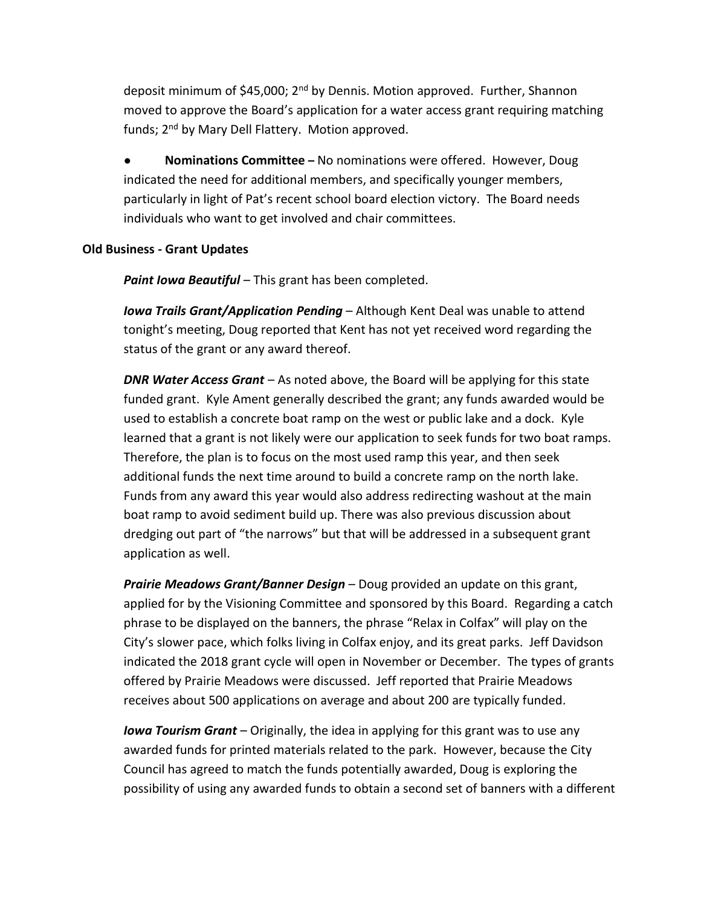deposit minimum of $45,000; 2nd by Dennis. Motion approved. Further, Shannon moved to approve the Board's application for a water access grant requiring matching funds; 2nd by Mary Dell Flattery. Motion approved.

- **Nominations Committee –** No nominations were offered. However, Doug indicated the need for additional members, and specifically younger members, particularly in light of Pat's recent school board election victory. The Board needs individuals who want to get involved and chair committees.

**Old Business - Grant Updates**

***Paint Iowa Beautiful*** – This grant has been completed.

***Iowa Trails Grant/Application Pending*** – Although Kent Deal was unable to attend tonight's meeting, Doug reported that Kent has not yet received word regarding the status of the grant or any award thereof.

***DNR Water Access Grant*** – As noted above, the Board will be applying for this state funded grant. Kyle Ament generally described the grant; any funds awarded would be used to establish a concrete boat ramp on the west or public lake and a dock. Kyle learned that a grant is not likely were our application to seek funds for two boat ramps. Therefore, the plan is to focus on the most used ramp this year, and then seek additional funds the next time around to build a concrete ramp on the north lake. Funds from any award this year would also address redirecting washout at the main boat ramp to avoid sediment build up. There was also previous discussion about dredging out part of "the narrows" but that will be addressed in a subsequent grant application as well.

***Prairie Meadows Grant/Banner Design*** – Doug provided an update on this grant, applied for by the Visioning Committee and sponsored by this Board. Regarding a catch phrase to be displayed on the banners, the phrase "Relax in Colfax" will play on the City's slower pace, which folks living in Colfax enjoy, and its great parks. Jeff Davidson indicated the 2018 grant cycle will open in November or December. The types of grants offered by Prairie Meadows were discussed. Jeff reported that Prairie Meadows receives about 500 applications on average and about 200 are typically funded.

***Iowa Tourism Grant*** – Originally, the idea in applying for this grant was to use any awarded funds for printed materials related to the park. However, because the City Council has agreed to match the funds potentially awarded, Doug is exploring the possibility of using any awarded funds to obtain a second set of banners with a different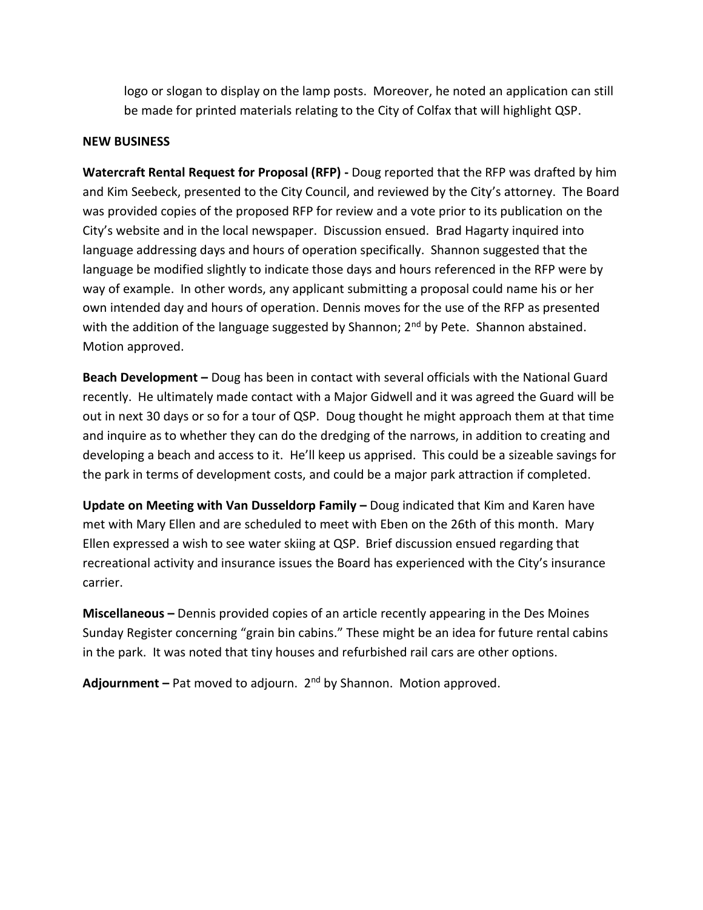logo or slogan to display on the lamp posts. Moreover, he noted an application can still be made for printed materials relating to the City of Colfax that will highlight QSP.

**NEW BUSINESS**

**Watercraft Rental Request for Proposal (RFP) -** Doug reported that the RFP was drafted by him and Kim Seebeck, presented to the City Council, and reviewed by the City's attorney. The Board was provided copies of the proposed RFP for review and a vote prior to its publication on the City's website and in the local newspaper. Discussion ensued. Brad Hagarty inquired into language addressing days and hours of operation specifically. Shannon suggested that the language be modified slightly to indicate those days and hours referenced in the RFP were by way of example. In other words, any applicant submitting a proposal could name his or her own intended day and hours of operation. Dennis moves for the use of the RFP as presented with the addition of the language suggested by Shannon; 2nd by Pete. Shannon abstained. Motion approved.

**Beach Development –** Doug has been in contact with several officials with the National Guard recently. He ultimately made contact with a Major Gidwell and it was agreed the Guard will be out in next 30 days or so for a tour of QSP. Doug thought he might approach them at that time and inquire as to whether they can do the dredging of the narrows, in addition to creating and developing a beach and access to it. He'll keep us apprised. This could be a sizeable savings for the park in terms of development costs, and could be a major park attraction if completed.

**Update on Meeting with Van Dusseldorp Family –** Doug indicated that Kim and Karen have met with Mary Ellen and are scheduled to meet with Eben on the 26th of this month. Mary Ellen expressed a wish to see water skiing at QSP. Brief discussion ensued regarding that recreational activity and insurance issues the Board has experienced with the City's insurance carrier.

**Miscellaneous –** Dennis provided copies of an article recently appearing in the Des Moines Sunday Register concerning "grain bin cabins." These might be an idea for future rental cabins in the park. It was noted that tiny houses and refurbished rail cars are other options.

**Adjournment –** Pat moved to adjourn. 2nd by Shannon. Motion approved.